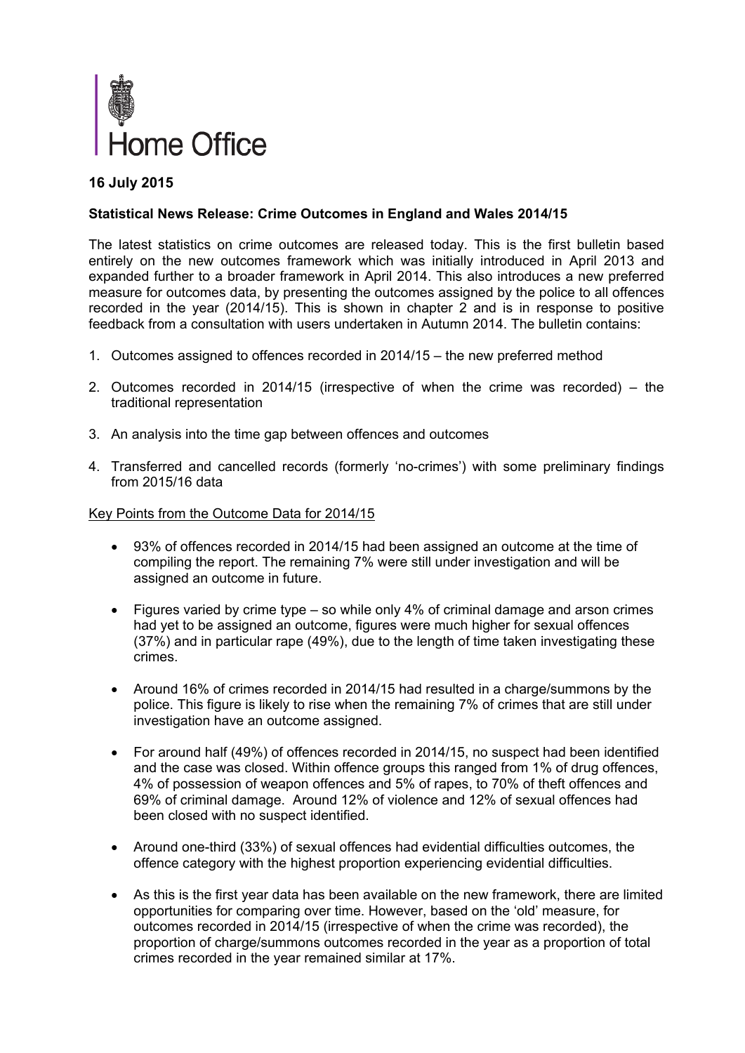Home Office

**16 July 2015**

**Statistical News Release: Crime Outcomes in England and Wales 2014/15**

The latest statistics on crime outcomes are released today. This is the first bulletin based entirely on the new outcomes framework which was initially introduced in April 2013 and expanded further to a broader framework in April 2014. This also introduces a new preferred measure for outcomes data, by presenting the outcomes assigned by the police to all offences recorded in the year (2014/15). This is shown in chapter 2 and is in response to positive feedback from a consultation with users undertaken in Autumn 2014. The bulletin contains:

1. Outcomes assigned to offences recorded in 2014/15 – the new preferred method
2. Outcomes recorded in 2014/15 (irrespective of when the crime was recorded) – the traditional representation
3. An analysis into the time gap between offences and outcomes
4. Transferred and cancelled records (formerly 'no-crimes') with some preliminary findings from 2015/16 data

Key Points from the Outcome Data for 2014/15

- 93% of offences recorded in 2014/15 had been assigned an outcome at the time of compiling the report. The remaining 7% were still under investigation and will be assigned an outcome in future.
- Figures varied by crime type – so while only 4% of criminal damage and arson crimes had yet to be assigned an outcome, figures were much higher for sexual offences (37%) and in particular rape (49%), due to the length of time taken investigating these crimes.
- Around 16% of crimes recorded in 2014/15 had resulted in a charge/summons by the police. This figure is likely to rise when the remaining 7% of crimes that are still under investigation have an outcome assigned.
- For around half (49%) of offences recorded in 2014/15, no suspect had been identified and the case was closed. Within offence groups this ranged from 1% of drug offences, 4% of possession of weapon offences and 5% of rapes, to 70% of theft offences and 69% of criminal damage. Around 12% of violence and 12% of sexual offences had been closed with no suspect identified.
- Around one-third (33%) of sexual offences had evidential difficulties outcomes, the offence category with the highest proportion experiencing evidential difficulties.
- As this is the first year data has been available on the new framework, there are limited opportunities for comparing over time. However, based on the 'old' measure, for outcomes recorded in 2014/15 (irrespective of when the crime was recorded), the proportion of charge/summons outcomes recorded in the year as a proportion of total crimes recorded in the year remained similar at 17%.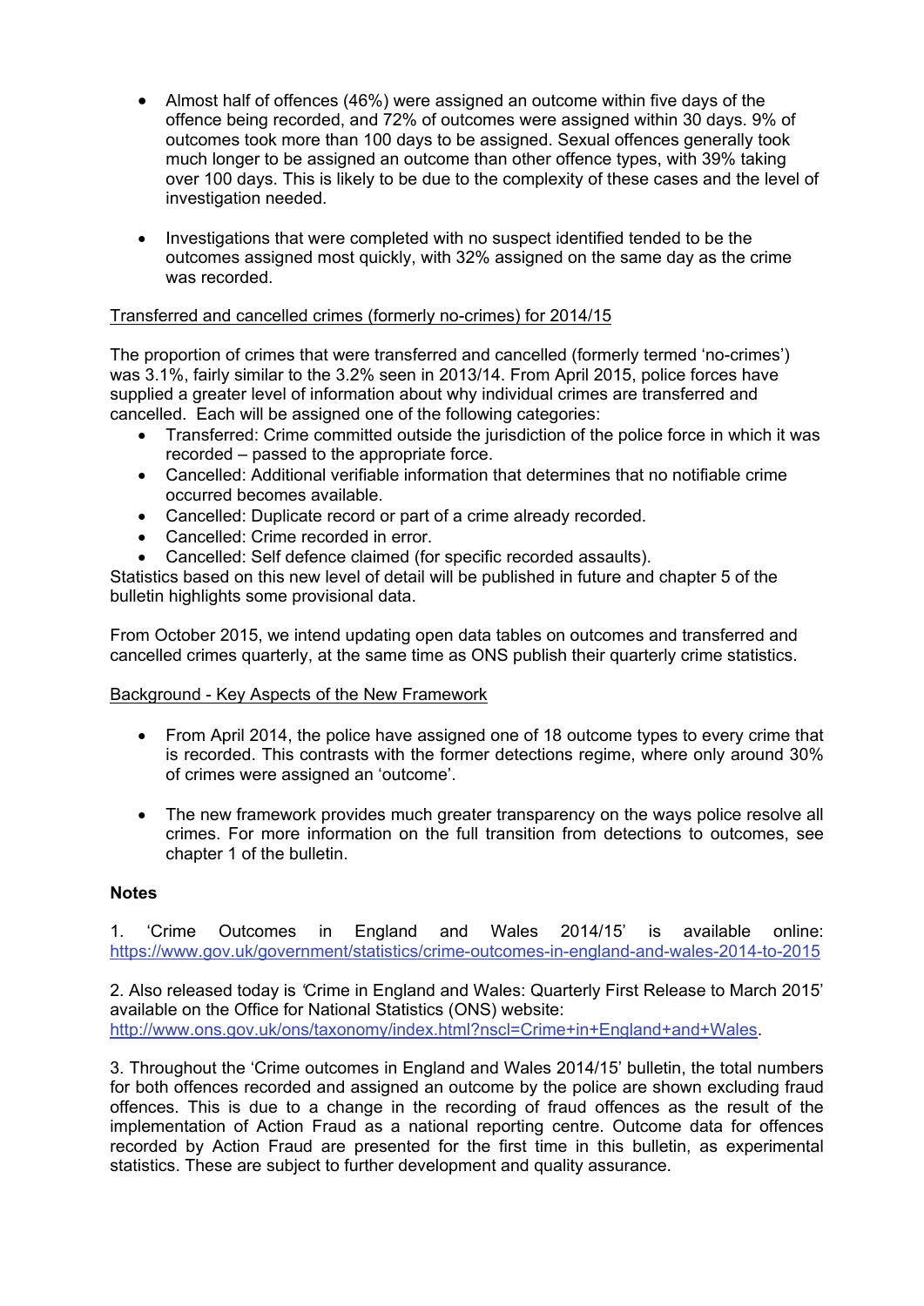- Almost half of offences (46%) were assigned an outcome within five days of the offence being recorded, and 72% of outcomes were assigned within 30 days. 9% of outcomes took more than 100 days to be assigned. Sexual offences generally took much longer to be assigned an outcome than other offence types, with 39% taking over 100 days. This is likely to be due to the complexity of these cases and the level of investigation needed.

- Investigations that were completed with no suspect identified tended to be the outcomes assigned most quickly, with 32% assigned on the same day as the crime was recorded.

Transferred and cancelled crimes (formerly no-crimes) for 2014/15

The proportion of crimes that were transferred and cancelled (formerly termed 'no-crimes') was 3.1%, fairly similar to the 3.2% seen in 2013/14. From April 2015, police forces have supplied a greater level of information about why individual crimes are transferred and cancelled. Each will be assigned one of the following categories:

- Transferred: Crime committed outside the jurisdiction of the police force in which it was recorded – passed to the appropriate force.
- Cancelled: Additional verifiable information that determines that no notifiable crime occurred becomes available.
- Cancelled: Duplicate record or part of a crime already recorded.
- Cancelled: Crime recorded in error.
- Cancelled: Self defence claimed (for specific recorded assaults).

Statistics based on this new level of detail will be published in future and chapter 5 of the bulletin highlights some provisional data.

From October 2015, we intend updating open data tables on outcomes and transferred and cancelled crimes quarterly, at the same time as ONS publish their quarterly crime statistics.

Background - Key Aspects of the New Framework

- From April 2014, the police have assigned one of 18 outcome types to every crime that is recorded. This contrasts with the former detections regime, where only around 30% of crimes were assigned an 'outcome'.

- The new framework provides much greater transparency on the ways police resolve all crimes. For more information on the full transition from detections to outcomes, see chapter 1 of the bulletin.

**Notes**

1. 'Crime Outcomes in England and Wales 2014/15' is available online: https://www.gov.uk/government/statistics/crime-outcomes-in-england-and-wales-2014-to-2015

2. Also released today is 'Crime in England and Wales: Quarterly First Release to March 2015' available on the Office for National Statistics (ONS) website: http://www.ons.gov.uk/ons/taxonomy/index.html?nscl=Crime+in+England+and+Wales.

3. Throughout the 'Crime outcomes in England and Wales 2014/15' bulletin, the total numbers for both offences recorded and assigned an outcome by the police are shown excluding fraud offences. This is due to a change in the recording of fraud offences as the result of the implementation of Action Fraud as a national reporting centre. Outcome data for offences recorded by Action Fraud are presented for the first time in this bulletin, as experimental statistics. These are subject to further development and quality assurance.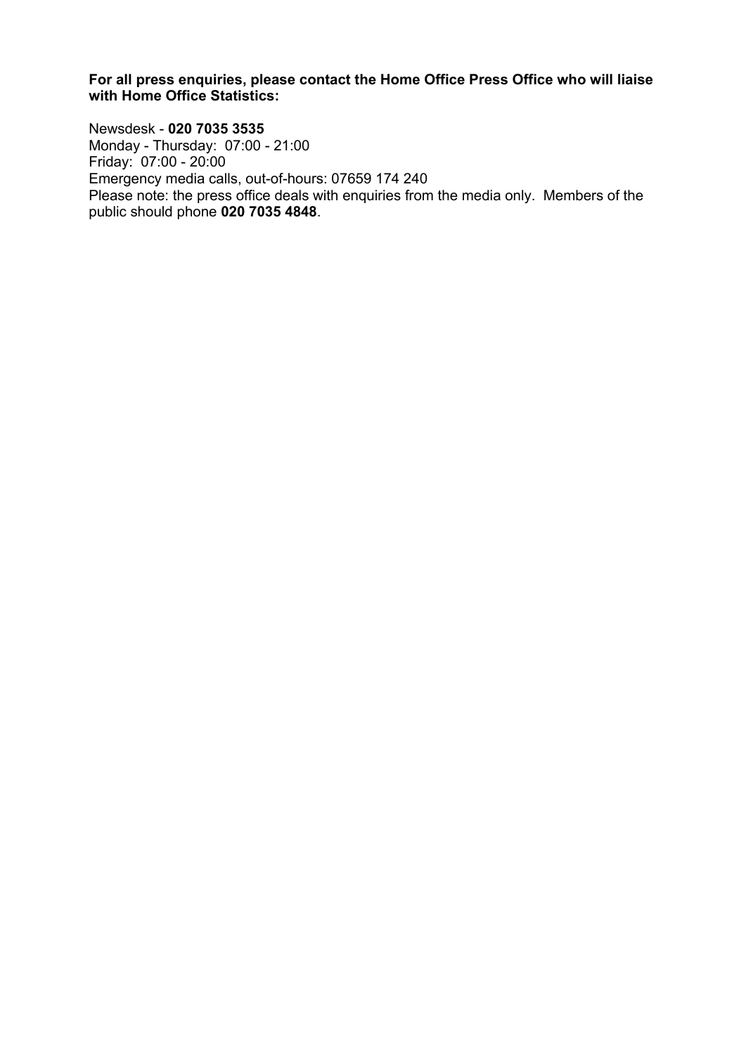**For all press enquiries, please contact the Home Office Press Office who will liaise with Home Office Statistics:**

Newsdesk - **020 7035 3535**
Monday - Thursday: 07:00 - 21:00
Friday: 07:00 - 20:00
Emergency media calls, out-of-hours: 07659 174 240
Please note: the press office deals with enquiries from the media only. Members of the public should phone **020 7035 4848**.